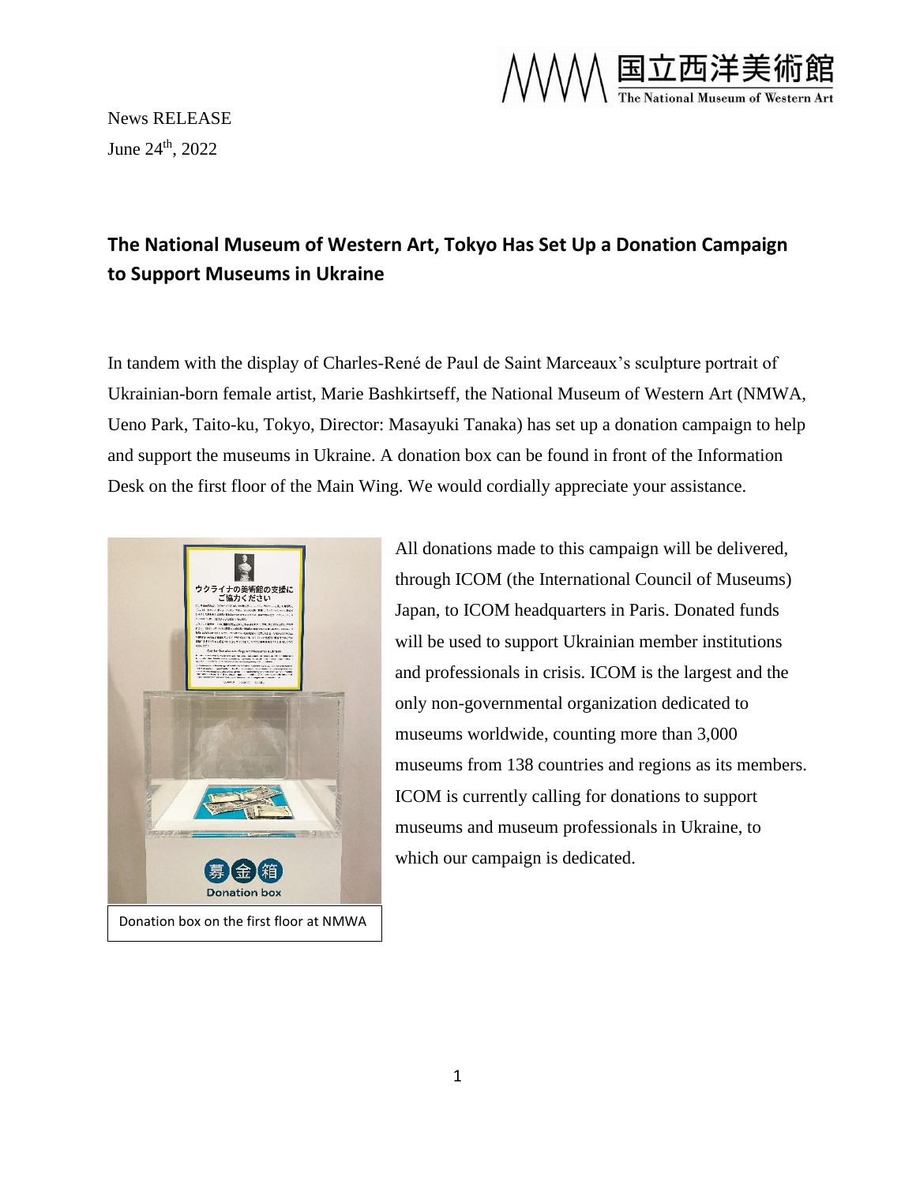News RELEASE

June 24th, 2022

## The National Museum of Western Art, Tokyo Has Set Up a Donation Campaign to Support Museums in Ukraine

In tandem with the display of Charles-René de Paul de Saint Marceaux's sculpture portrait of Ukrainian-born female artist, Marie Bashkirtseff, the National Museum of Western Art (NMWA, Ueno Park, Taito-ku, Tokyo, Director: Masayuki Tanaka) has set up a donation campaign to help and support the museums in Ukraine. A donation box can be found in front of the Information Desk on the first floor of the Main Wing. We would cordially appreciate your assistance.

Donation box on the first floor at NMWA

All donations made to this campaign will be delivered, through ICOM (the International Council of Museums) Japan, to ICOM headquarters in Paris. Donated funds will be used to support Ukrainian member institutions and professionals in crisis. ICOM is the largest and the only non-governmental organization dedicated to museums worldwide, counting more than 3,000 museums from 138 countries and regions as its members. ICOM is currently calling for donations to support museums and museum professionals in Ukraine, to which our campaign is dedicated.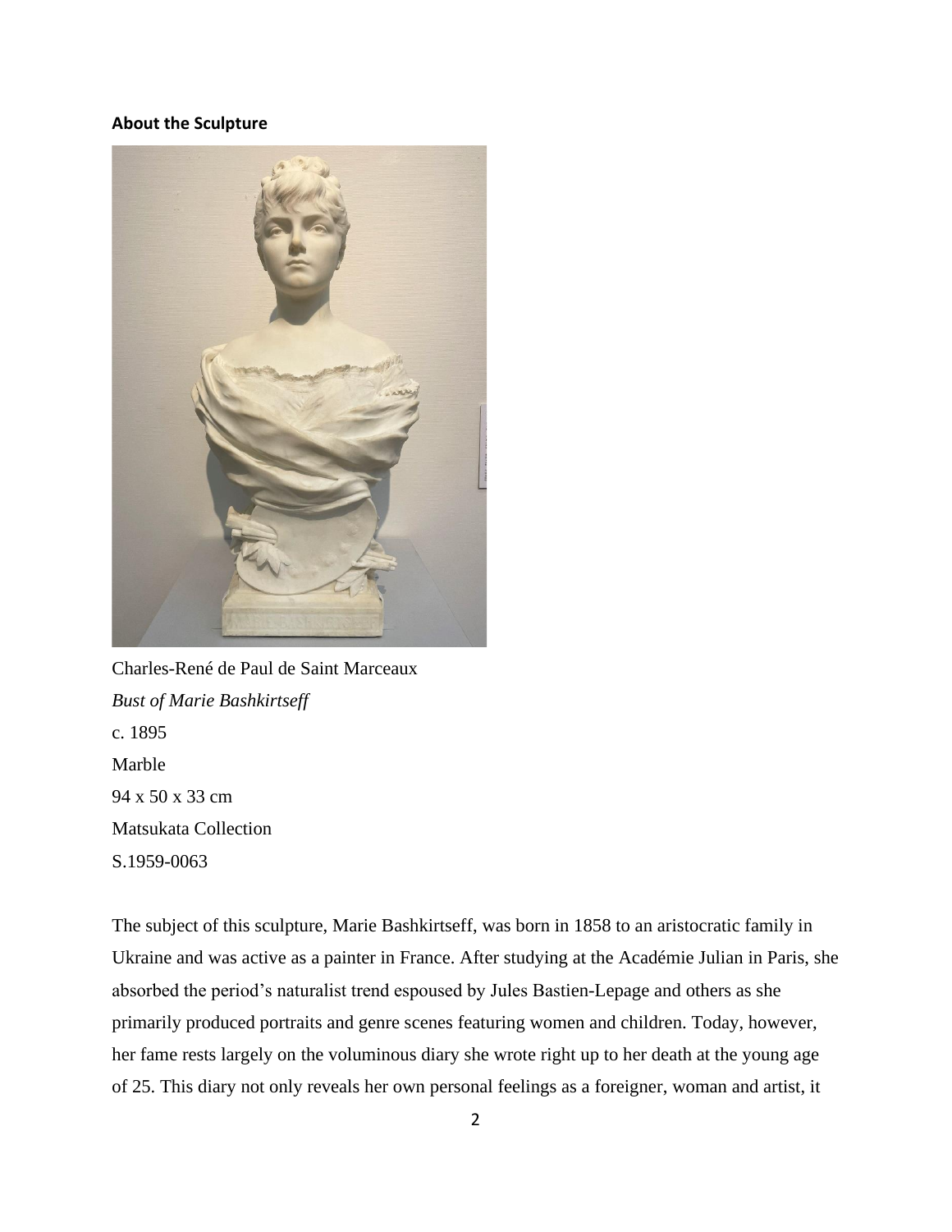**About the Sculpture**

Charles-René de Paul de Saint Marceaux

*Bust of Marie Bashkirtseff*

c. 1895

Marble

94 x 50 x 33 cm

Matsukata Collection

S.1959-0063

The subject of this sculpture, Marie Bashkirtseff, was born in 1858 to an aristocratic family in Ukraine and was active as a painter in France. After studying at the Académie Julian in Paris, she absorbed the period's naturalist trend espoused by Jules Bastien-Lepage and others as she primarily produced portraits and genre scenes featuring women and children. Today, however, her fame rests largely on the voluminous diary she wrote right up to her death at the young age of 25. This diary not only reveals her own personal feelings as a foreigner, woman and artist, it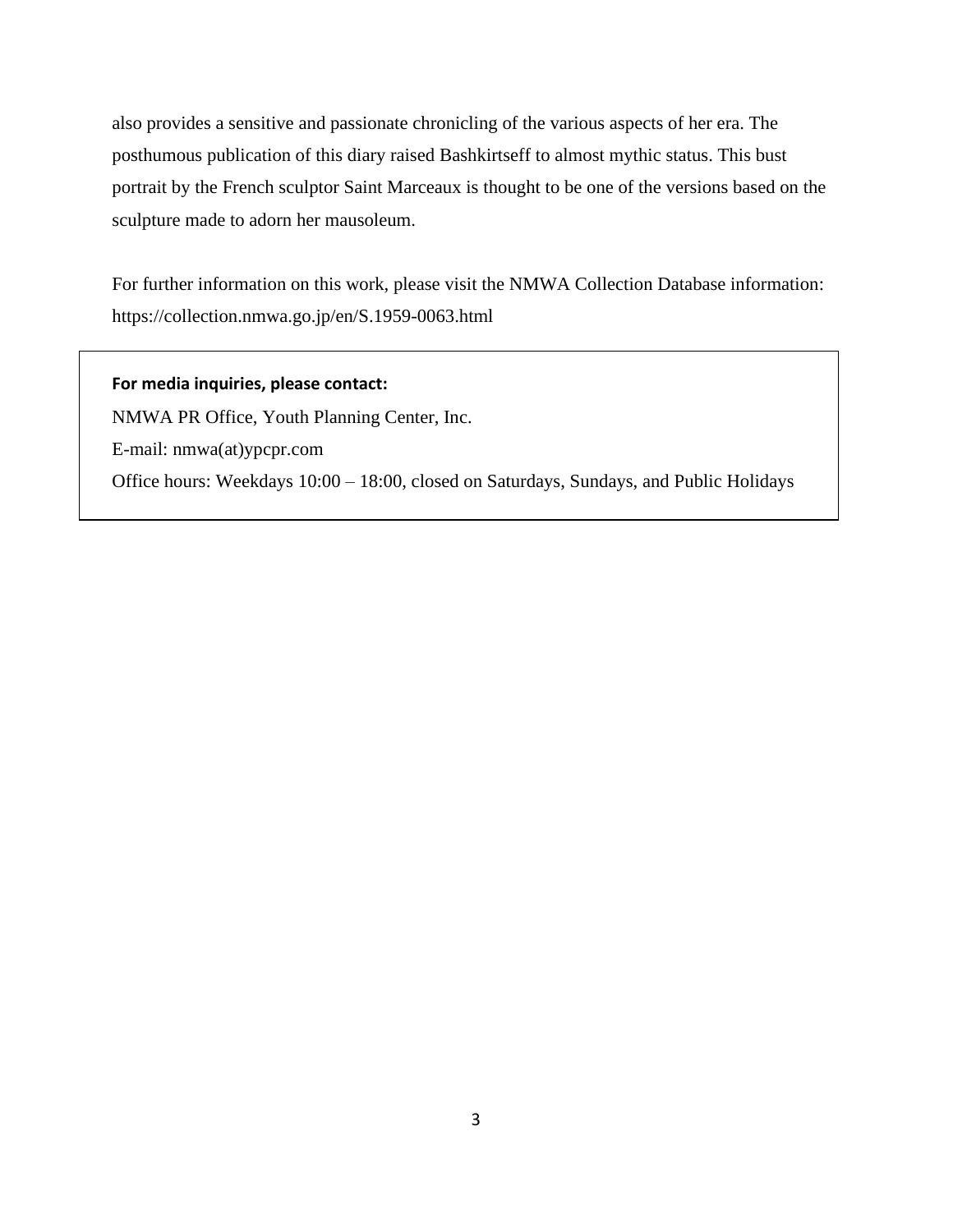also provides a sensitive and passionate chronicling of the various aspects of her era. The posthumous publication of this diary raised Bashkirtseff to almost mythic status. This bust portrait by the French sculptor Saint Marceaux is thought to be one of the versions based on the sculpture made to adorn her mausoleum.

For further information on this work, please visit the NMWA Collection Database information: https://collection.nmwa.go.jp/en/S.1959-0063.html

**For media inquiries, please contact:**

NMWA PR Office, Youth Planning Center, Inc.

E-mail: nmwa(at)ypcpr.com

Office hours: Weekdays 10:00 – 18:00, closed on Saturdays, Sundays, and Public Holidays